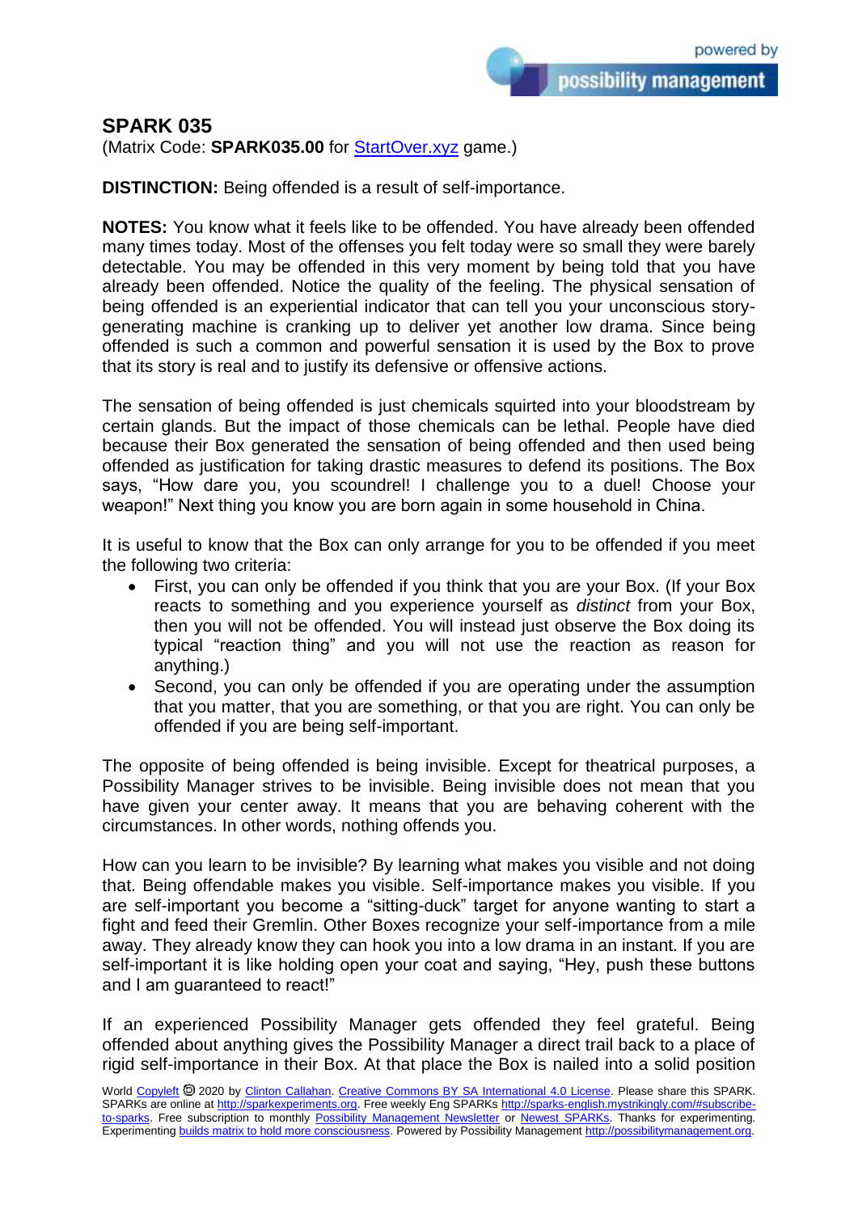# SPARK 035

(Matrix Code: **SPARK035.00** for StartOver.xyz game.)

**DISTINCTION:** Being offended is a result of self-importance.

**NOTES:** You know what it feels like to be offended. You have already been offended many times today. Most of the offenses you felt today were so small they were barely detectable. You may be offended in this very moment by being told that you have already been offended. Notice the quality of the feeling. The physical sensation of being offended is an experiential indicator that can tell you your unconscious story-generating machine is cranking up to deliver yet another low drama. Since being offended is such a common and powerful sensation it is used by the Box to prove that its story is real and to justify its defensive or offensive actions.

The sensation of being offended is just chemicals squirted into your bloodstream by certain glands. But the impact of those chemicals can be lethal. People have died because their Box generated the sensation of being offended and then used being offended as justification for taking drastic measures to defend its positions. The Box says, "How dare you, you scoundrel! I challenge you to a duel! Choose your weapon!" Next thing you know you are born again in some household in China.

It is useful to know that the Box can only arrange for you to be offended if you meet the following two criteria:

- First, you can only be offended if you think that you are your Box. (If your Box reacts to something and you experience yourself as *distinct* from your Box, then you will not be offended. You will instead just observe the Box doing its typical "reaction thing" and you will not use the reaction as reason for anything.)
- Second, you can only be offended if you are operating under the assumption that you matter, that you are something, or that you are right. You can only be offended if you are being self-important.

The opposite of being offended is being invisible. Except for theatrical purposes, a Possibility Manager strives to be invisible. Being invisible does not mean that you have given your center away. It means that you are behaving coherent with the circumstances. In other words, nothing offends you.

How can you learn to be invisible? By learning what makes you visible and not doing that. Being offendable makes you visible. Self-importance makes you visible. If you are self-important you become a "sitting-duck" target for anyone wanting to start a fight and feed their Gremlin. Other Boxes recognize your self-importance from a mile away. They already know they can hook you into a low drama in an instant. If you are self-important it is like holding open your coat and saying, "Hey, push these buttons and I am guaranteed to react!"

If an experienced Possibility Manager gets offended they feel grateful. Being offended about anything gives the Possibility Manager a direct trail back to a place of rigid self-importance in their Box. At that place the Box is nailed into a solid position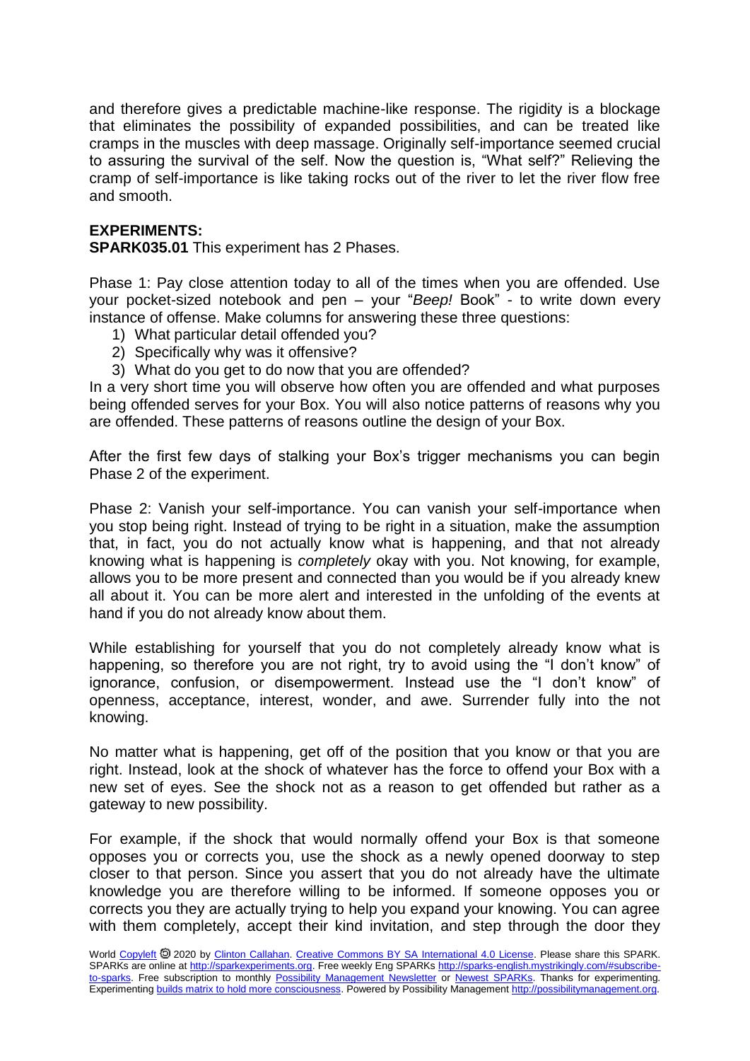and therefore gives a predictable machine-like response. The rigidity is a blockage that eliminates the possibility of expanded possibilities, and can be treated like cramps in the muscles with deep massage. Originally self-importance seemed crucial to assuring the survival of the self. Now the question is, "What self?" Relieving the cramp of self-importance is like taking rocks out of the river to let the river flow free and smooth.

**EXPERIMENTS:**

**SPARK035.01** This experiment has 2 Phases.

Phase 1: Pay close attention today to all of the times when you are offended. Use your pocket-sized notebook and pen – your "*Beep!* Book" - to write down every instance of offense. Make columns for answering these three questions:

1) What particular detail offended you?
2) Specifically why was it offensive?
3) What do you get to do now that you are offended?

In a very short time you will observe how often you are offended and what purposes being offended serves for your Box. You will also notice patterns of reasons why you are offended. These patterns of reasons outline the design of your Box.

After the first few days of stalking your Box's trigger mechanisms you can begin Phase 2 of the experiment.

Phase 2: Vanish your self-importance. You can vanish your self-importance when you stop being right. Instead of trying to be right in a situation, make the assumption that, in fact, you do not actually know what is happening, and that not already knowing what is happening is *completely* okay with you. Not knowing, for example, allows you to be more present and connected than you would be if you already knew all about it. You can be more alert and interested in the unfolding of the events at hand if you do not already know about them.

While establishing for yourself that you do not completely already know what is happening, so therefore you are not right, try to avoid using the "I don't know" of ignorance, confusion, or disempowerment. Instead use the "I don't know" of openness, acceptance, interest, wonder, and awe. Surrender fully into the not knowing.

No matter what is happening, get off of the position that you know or that you are right. Instead, look at the shock of whatever has the force to offend your Box with a new set of eyes. See the shock not as a reason to get offended but rather as a gateway to new possibility.

For example, if the shock that would normally offend your Box is that someone opposes you or corrects you, use the shock as a newly opened doorway to step closer to that person. Since you assert that you do not already have the ultimate knowledge you are therefore willing to be informed. If someone opposes you or corrects you they are actually trying to help you expand your knowing. You can agree with them completely, accept their kind invitation, and step through the door they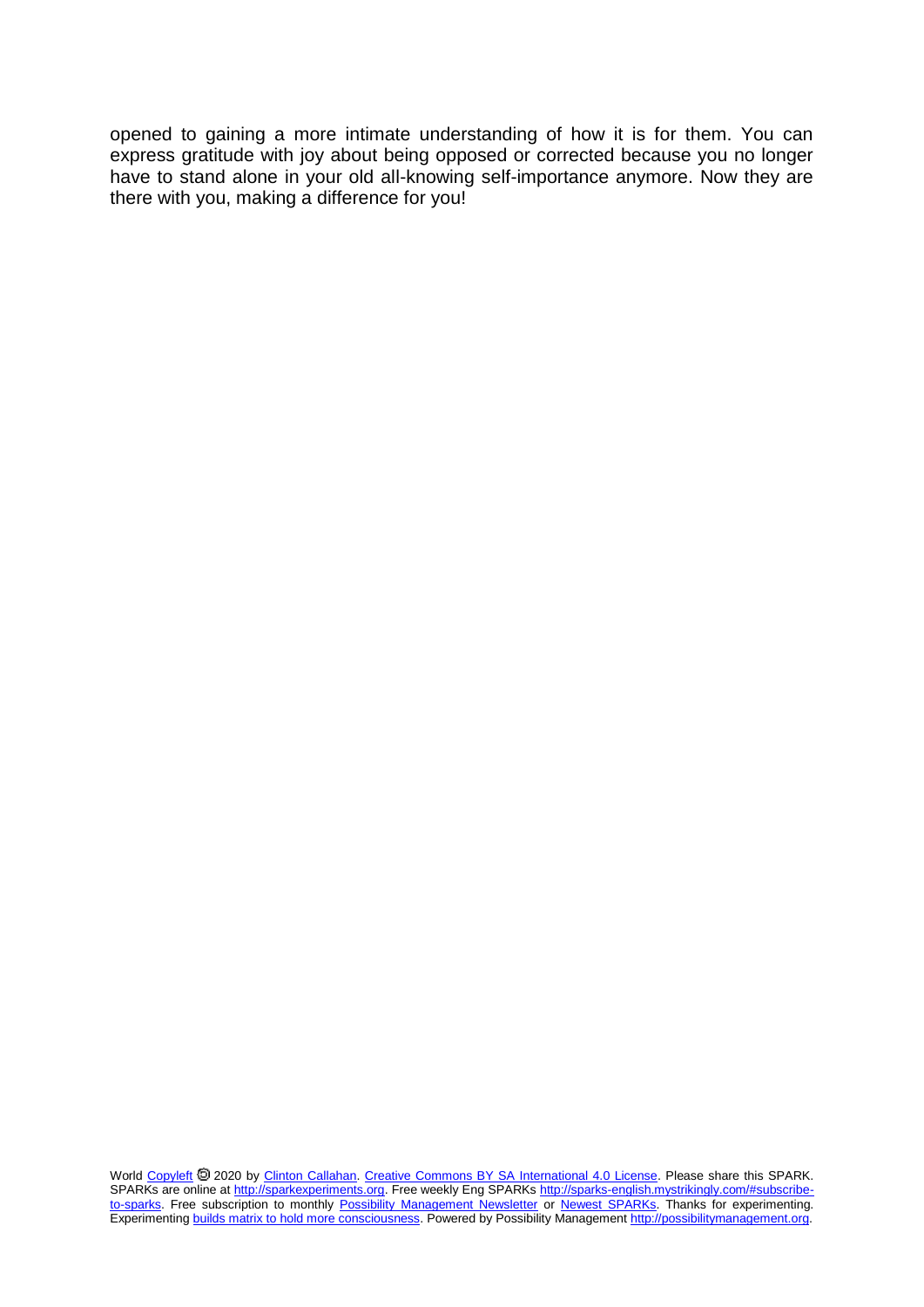opened to gaining a more intimate understanding of how it is for them. You can express gratitude with joy about being opposed or corrected because you no longer have to stand alone in your old all-knowing self-importance anymore. Now they are there with you, making a difference for you!

World Copyleft 🄯 2020 by Clinton Callahan. Creative Commons BY SA International 4.0 License. Please share this SPARK. SPARKs are online at http://sparkexperiments.org. Free weekly Eng SPARKs http://sparks-english.mystrikingly.com/#subscribe-to-sparks. Free subscription to monthly Possibility Management Newsletter or Newest SPARKs. Thanks for experimenting. Experimenting builds matrix to hold more consciousness. Powered by Possibility Management http://possibilitymanagement.org.